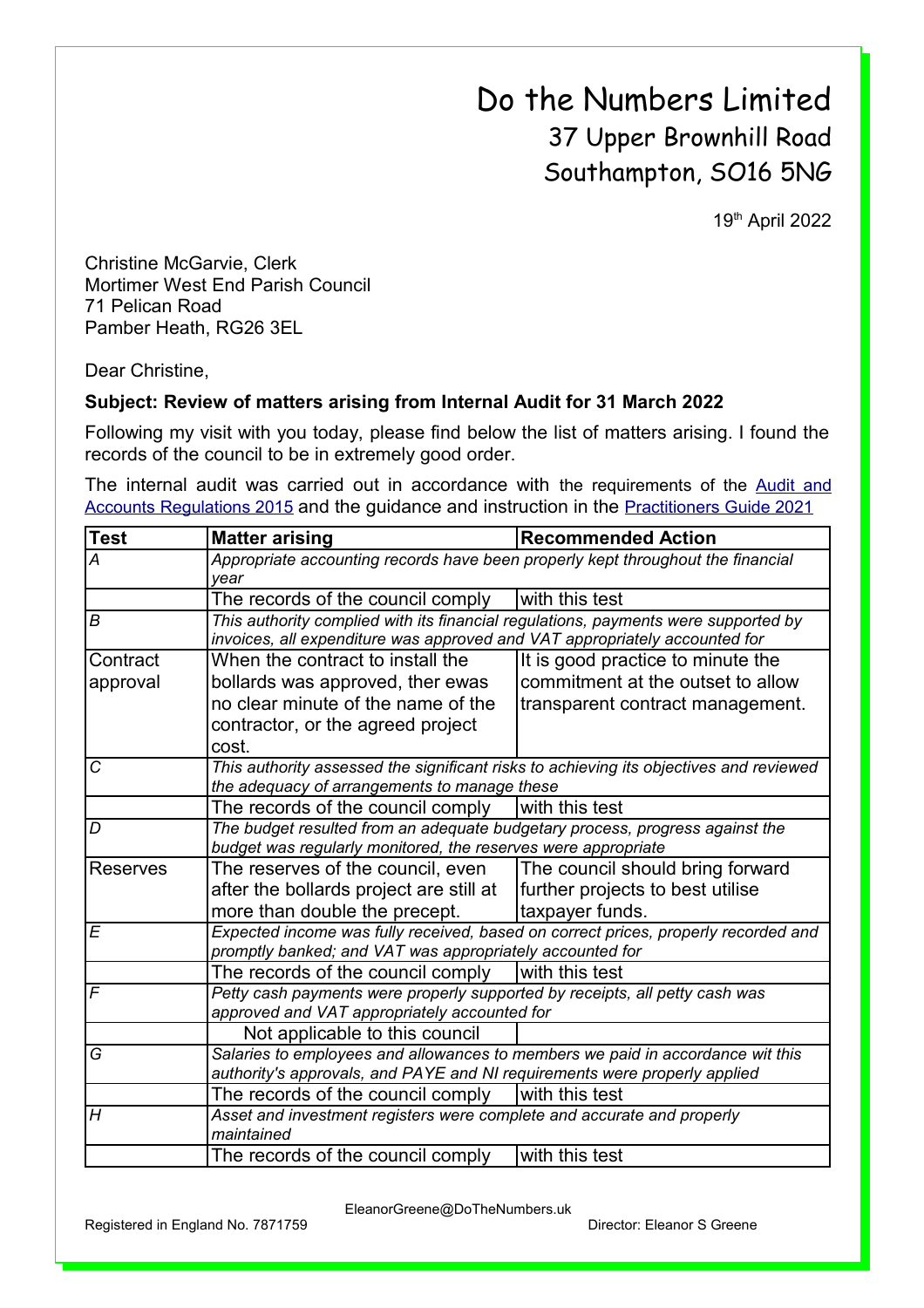# Do the Numbers Limited

## 37 Upper Brownhill Road
## Southampton, SO16 5NG

19th April 2022

Christine McGarvie, Clerk
Mortimer West End Parish Council
71 Pelican Road
Pamber Heath, RG26 3EL

Dear Christine,

**Subject: Review of matters arising from Internal Audit for 31 March 2022**

Following my visit with you today, please find below the list of matters arising. I found the records of the council to be in extremely good order.

The internal audit was carried out in accordance with the requirements of the Audit and Accounts Regulations 2015 and the guidance and instruction in the Practitioners Guide 2021

| Test | Matter arising | Recommended Action |
|---|---|---|
| *A* | *Appropriate accounting records have been properly kept throughout the financial year* | |
| | The records of the council comply | with this test |
| *B* | *This authority complied with its financial regulations, payments were supported by invoices, all expenditure was approved and VAT appropriately accounted for* | |
| Contract approval | When the contract to install the bollards was approved, ther ewas no clear minute of the name of the contractor, or the agreed project cost. | It is good practice to minute the commitment at the outset to allow transparent contract management. |
| *C* | *This authority assessed the significant risks to achieving its objectives and reviewed the adequacy of arrangements to manage these* | |
| | The records of the council comply | with this test |
| *D* | *The budget resulted from an adequate budgetary process, progress against the budget was regularly monitored, the reserves were appropriate* | |
| Reserves | The reserves of the council, even after the bollards project are still at more than double the precept. | The council should bring forward further projects to best utilise taxpayer funds. |
| *E* | *Expected income was fully received, based on correct prices, properly recorded and promptly banked; and VAT was appropriately accounted for* | |
| | The records of the council comply | with this test |
| *F* | *Petty cash payments were properly supported by receipts, all petty cash was approved and VAT appropriately accounted for* | |
| | Not applicable to this council | |
| *G* | *Salaries to employees and allowances to members we paid in accordance wit this authority's approvals, and PAYE and NI requirements were properly applied* | |
| | The records of the council comply | with this test |
| *H* | *Asset and investment registers were complete and accurate and properly maintained* | |
| | The records of the council comply | with this test |

EleanorGreene@DoTheNumbers.uk

Registered in England No. 7871759 Director: Eleanor S Greene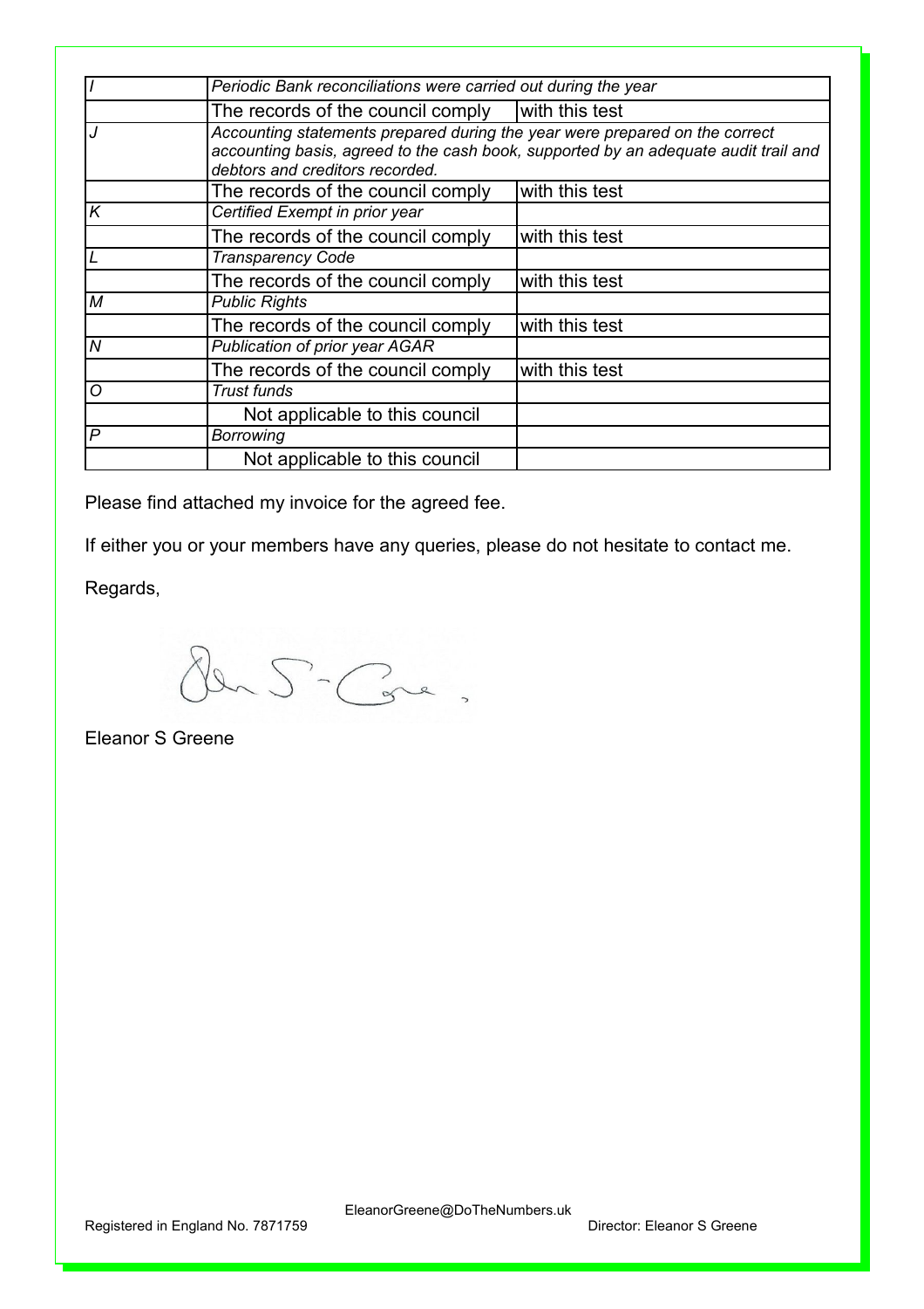| | | |
|---|---|---|
| *I* | *Periodic Bank reconciliations were carried out during the year* | |
| | The records of the council comply | with this test |
| *J* | *Accounting statements prepared during the year were prepared on the correct accounting basis, agreed to the cash book, supported by an adequate audit trail and debtors and creditors recorded.* | |
| | The records of the council comply | with this test |
| *K* | *Certified Exempt in prior year* | |
| | The records of the council comply | with this test |
| *L* | *Transparency Code* | |
| | The records of the council comply | with this test |
| *M* | *Public Rights* | |
| | The records of the council comply | with this test |
| *N* | *Publication of prior year AGAR* | |
| | The records of the council comply | with this test |
| *O* | *Trust funds* | |
| | Not applicable to this council | |
| *P* | *Borrowing* | |
| | Not applicable to this council | |

Please find attached my invoice for the agreed fee.

If either you or your members have any queries, please do not hesitate to contact me.

Regards,

Eleanor S Greene

EleanorGreene@DoTheNumbers.uk

Registered in England No. 7871759

Director: Eleanor S Greene